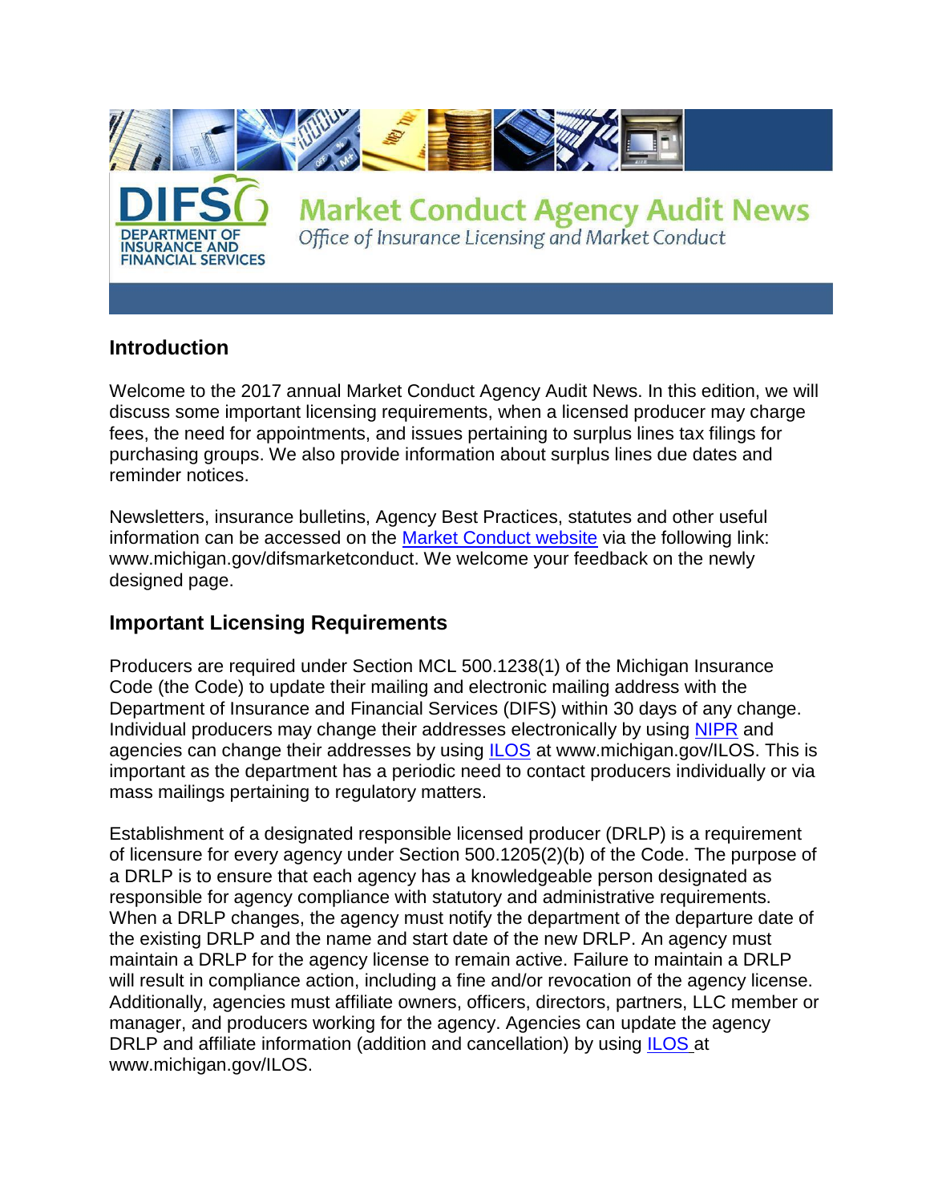# Market Conduct Agency Audit News

*Office of Insurance Licensing and Market Conduct*

DIFS — DEPARTMENT OF INSURANCE AND FINANCIAL SERVICES

## Introduction

Welcome to the 2017 annual Market Conduct Agency Audit News. In this edition, we will discuss some important licensing requirements, when a licensed producer may charge fees, the need for appointments, and issues pertaining to surplus lines tax filings for purchasing groups. We also provide information about surplus lines due dates and reminder notices.

Newsletters, insurance bulletins, Agency Best Practices, statutes and other useful information can be accessed on the [Market Conduct website](www.michigan.gov/difsmarketconduct) via the following link: www.michigan.gov/difsmarketconduct. We welcome your feedback on the newly designed page.

## Important Licensing Requirements

Producers are required under Section MCL 500.1238(1) of the Michigan Insurance Code (the Code) to update their mailing and electronic mailing address with the Department of Insurance and Financial Services (DIFS) within 30 days of any change. Individual producers may change their addresses electronically by using NIPR and agencies can change their addresses by using ILOS at www.michigan.gov/ILOS. This is important as the department has a periodic need to contact producers individually or via mass mailings pertaining to regulatory matters.

Establishment of a designated responsible licensed producer (DRLP) is a requirement of licensure for every agency under Section 500.1205(2)(b) of the Code. The purpose of a DRLP is to ensure that each agency has a knowledgeable person designated as responsible for agency compliance with statutory and administrative requirements. When a DRLP changes, the agency must notify the department of the departure date of the existing DRLP and the name and start date of the new DRLP. An agency must maintain a DRLP for the agency license to remain active. Failure to maintain a DRLP will result in compliance action, including a fine and/or revocation of the agency license. Additionally, agencies must affiliate owners, officers, directors, partners, LLC member or manager, and producers working for the agency. Agencies can update the agency DRLP and affiliate information (addition and cancellation) by using ILOS at www.michigan.gov/ILOS.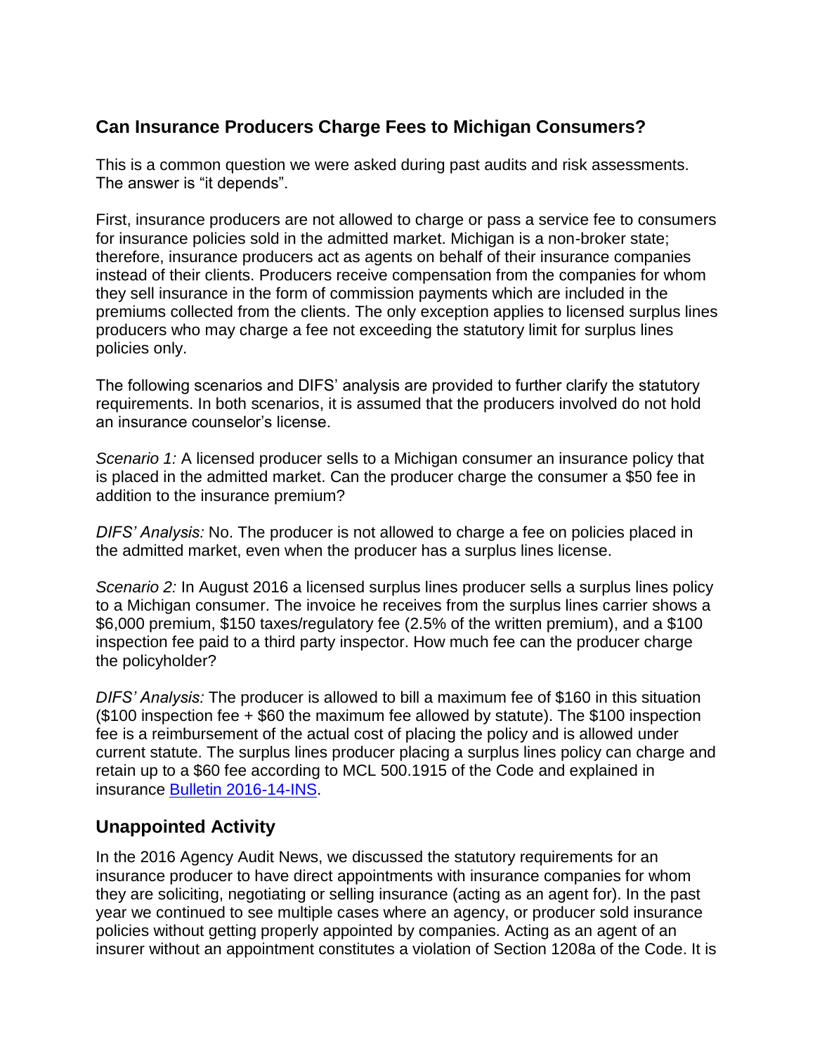## Can Insurance Producers Charge Fees to Michigan Consumers?

This is a common question we were asked during past audits and risk assessments. The answer is "it depends".

First, insurance producers are not allowed to charge or pass a service fee to consumers for insurance policies sold in the admitted market. Michigan is a non-broker state; therefore, insurance producers act as agents on behalf of their insurance companies instead of their clients. Producers receive compensation from the companies for whom they sell insurance in the form of commission payments which are included in the premiums collected from the clients. The only exception applies to licensed surplus lines producers who may charge a fee not exceeding the statutory limit for surplus lines policies only.

The following scenarios and DIFS' analysis are provided to further clarify the statutory requirements. In both scenarios, it is assumed that the producers involved do not hold an insurance counselor's license.

*Scenario 1:* A licensed producer sells to a Michigan consumer an insurance policy that is placed in the admitted market. Can the producer charge the consumer a $50 fee in addition to the insurance premium?

*DIFS' Analysis:* No. The producer is not allowed to charge a fee on policies placed in the admitted market, even when the producer has a surplus lines license.

*Scenario 2:* In August 2016 a licensed surplus lines producer sells a surplus lines policy to a Michigan consumer. The invoice he receives from the surplus lines carrier shows a $6,000 premium, $150 taxes/regulatory fee (2.5% of the written premium), and a $100 inspection fee paid to a third party inspector. How much fee can the producer charge the policyholder?

*DIFS' Analysis:* The producer is allowed to bill a maximum fee of $160 in this situation ($100 inspection fee + $60 the maximum fee allowed by statute). The $100 inspection fee is a reimbursement of the actual cost of placing the policy and is allowed under current statute. The surplus lines producer placing a surplus lines policy can charge and retain up to a $60 fee according to MCL 500.1915 of the Code and explained in insurance [Bulletin 2016-14-INS](#).

## Unappointed Activity

In the 2016 Agency Audit News, we discussed the statutory requirements for an insurance producer to have direct appointments with insurance companies for whom they are soliciting, negotiating or selling insurance (acting as an agent for). In the past year we continued to see multiple cases where an agency, or producer sold insurance policies without getting properly appointed by companies. Acting as an agent of an insurer without an appointment constitutes a violation of Section 1208a of the Code. It is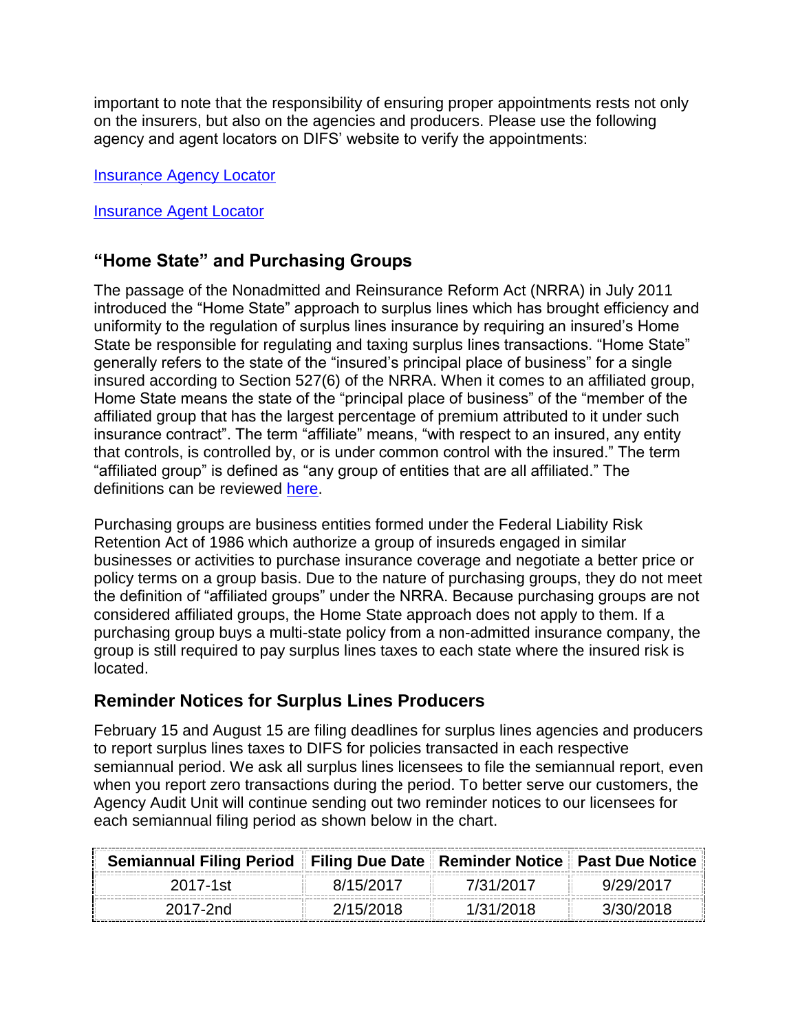important to note that the responsibility of ensuring proper appointments rests not only on the insurers, but also on the agencies and producers. Please use the following agency and agent locators on DIFS' website to verify the appointments:

Insurance Agency Locator

Insurance Agent Locator

## "Home State" and Purchasing Groups

The passage of the Nonadmitted and Reinsurance Reform Act (NRRA) in July 2011 introduced the "Home State" approach to surplus lines which has brought efficiency and uniformity to the regulation of surplus lines insurance by requiring an insured's Home State be responsible for regulating and taxing surplus lines transactions. "Home State" generally refers to the state of the "insured's principal place of business" for a single insured according to Section 527(6) of the NRRA. When it comes to an affiliated group, Home State means the state of the "principal place of business" of the "member of the affiliated group that has the largest percentage of premium attributed to it under such insurance contract". The term "affiliate" means, "with respect to an insured, any entity that controls, is controlled by, or is under common control with the insured." The term "affiliated group" is defined as "any group of entities that are all affiliated." The definitions can be reviewed here.

Purchasing groups are business entities formed under the Federal Liability Risk Retention Act of 1986 which authorize a group of insureds engaged in similar businesses or activities to purchase insurance coverage and negotiate a better price or policy terms on a group basis. Due to the nature of purchasing groups, they do not meet the definition of "affiliated groups" under the NRRA. Because purchasing groups are not considered affiliated groups, the Home State approach does not apply to them. If a purchasing group buys a multi-state policy from a non-admitted insurance company, the group is still required to pay surplus lines taxes to each state where the insured risk is located.

## Reminder Notices for Surplus Lines Producers

February 15 and August 15 are filing deadlines for surplus lines agencies and producers to report surplus lines taxes to DIFS for policies transacted in each respective semiannual period. We ask all surplus lines licensees to file the semiannual report, even when you report zero transactions during the period. To better serve our customers, the Agency Audit Unit will continue sending out two reminder notices to our licensees for each semiannual filing period as shown below in the chart.

| Semiannual Filing Period | Filing Due Date | Reminder Notice | Past Due Notice |
|---|---|---|---|
| 2017-1st | 8/15/2017 | 7/31/2017 | 9/29/2017 |
| 2017-2nd | 2/15/2018 | 1/31/2018 | 3/30/2018 |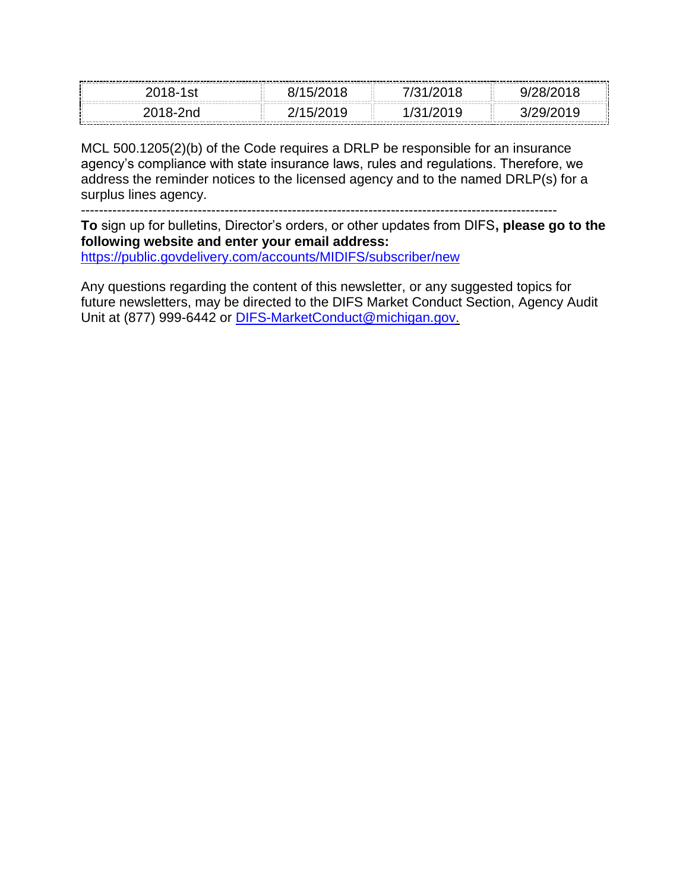| | | | |
|---|---|---|---|
| 2018-1st | 8/15/2018 | 7/31/2018 | 9/28/2018 |
| 2018-2nd | 2/15/2019 | 1/31/2019 | 3/29/2019 |

MCL 500.1205(2)(b) of the Code requires a DRLP be responsible for an insurance agency's compliance with state insurance laws, rules and regulations. Therefore, we address the reminder notices to the licensed agency and to the named DRLP(s) for a surplus lines agency.

---

**To** sign up for bulletins, Director's orders, or other updates from DIFS**, please go to the following website and enter your email address:**
https://public.govdelivery.com/accounts/MIDIFS/subscriber/new

Any questions regarding the content of this newsletter, or any suggested topics for future newsletters, may be directed to the DIFS Market Conduct Section, Agency Audit Unit at (877) 999-6442 or DIFS-MarketConduct@michigan.gov.